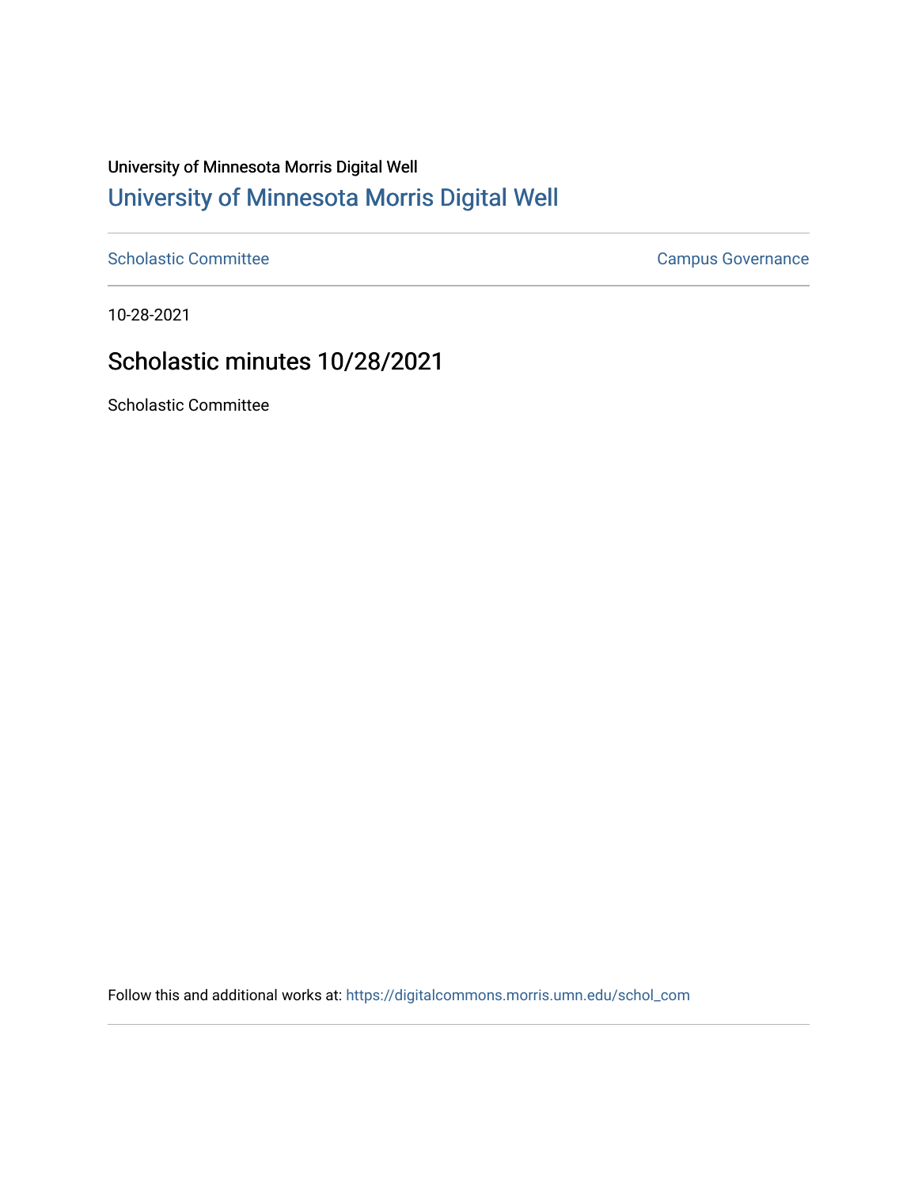University of Minnesota Morris Digital Well

[University of Minnesota Morris Digital Well](https://digitalcommons.morris.umn.edu/)

---

[Scholastic Committee](https://digitalcommons.morris.umn.edu/schol_com) | [Campus Governance](https://digitalcommons.morris.umn.edu/campgov)

---

10-28-2021

# Scholastic minutes 10/28/2021

Scholastic Committee

Follow this and additional works at: https://digitalcommons.morris.umn.edu/schol_com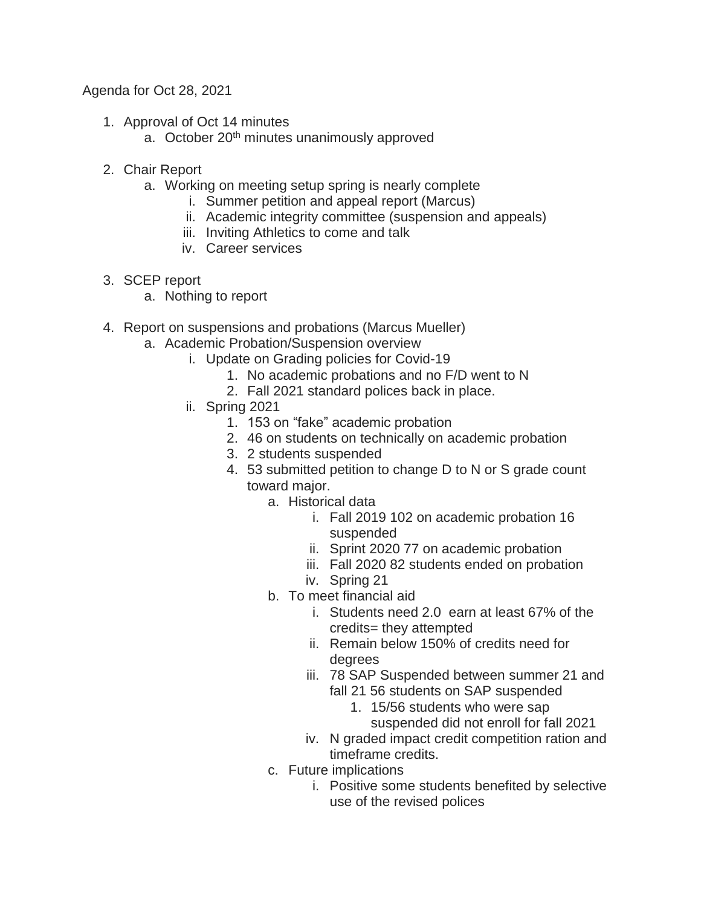Agenda for Oct 28, 2021

1. Approval of Oct 14 minutes
    a. October 20th minutes unanimously approved

2. Chair Report
    a. Working on meeting setup spring is nearly complete
        i. Summer petition and appeal report (Marcus)
        ii. Academic integrity committee (suspension and appeals)
        iii. Inviting Athletics to come and talk
        iv. Career services

3. SCEP report
    a. Nothing to report

4. Report on suspensions and probations (Marcus Mueller)
    a. Academic Probation/Suspension overview
        i. Update on Grading policies for Covid-19
            1. No academic probations and no F/D went to N
            2. Fall 2021 standard polices back in place.
        ii. Spring 2021
            1. 153 on "fake" academic probation
            2. 46 on students on technically on academic probation
            3. 2 students suspended
            4. 53 submitted petition to change D to N or S grade count toward major.
                a. Historical data
                    i. Fall 2019 102 on academic probation 16 suspended
                    ii. Sprint 2020 77 on academic probation
                    iii. Fall 2020 82 students ended on probation
                    iv. Spring 21
                b. To meet financial aid
                    i. Students need 2.0 earn at least 67% of the credits= they attempted
                    ii. Remain below 150% of credits need for degrees
                    iii. 78 SAP Suspended between summer 21 and fall 21 56 students on SAP suspended
                        1. 15/56 students who were sap suspended did not enroll for fall 2021
                    iv. N graded impact credit competition ration and timeframe credits.
                c. Future implications
                    i. Positive some students benefited by selective use of the revised polices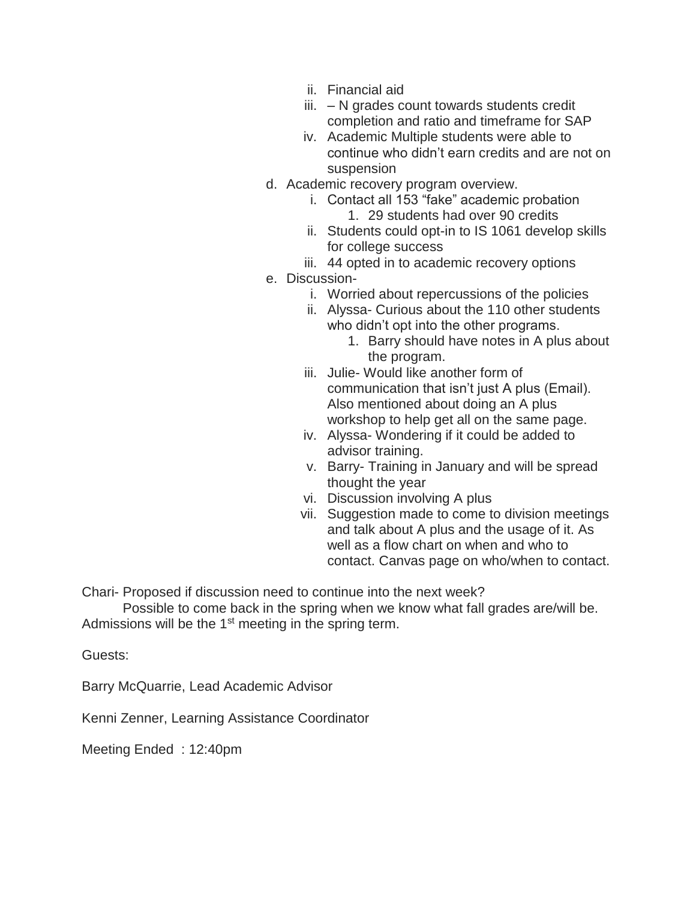- ii. Financial aid
- iii. – N grades count towards students credit completion and ratio and timeframe for SAP
- iv. Academic Multiple students were able to continue who didn't earn credits and are not on suspension

d. Academic recovery program overview.

- i. Contact all 153 "fake" academic probation
  1. 29 students had over 90 credits
- ii. Students could opt-in to IS 1061 develop skills for college success
- iii. 44 opted in to academic recovery options

e. Discussion-

- i. Worried about repercussions of the policies
- ii. Alyssa- Curious about the 110 other students who didn't opt into the other programs.
  1. Barry should have notes in A plus about the program.
- iii. Julie- Would like another form of communication that isn't just A plus (Email). Also mentioned about doing an A plus workshop to help get all on the same page.
- iv. Alyssa- Wondering if it could be added to advisor training.
- v. Barry- Training in January and will be spread thought the year
- vi. Discussion involving A plus
- vii. Suggestion made to come to division meetings and talk about A plus and the usage of it. As well as a flow chart on when and who to contact. Canvas page on who/when to contact.

Chari- Proposed if discussion need to continue into the next week?

Possible to come back in the spring when we know what fall grades are/will be. Admissions will be the 1st meeting in the spring term.

Guests:

Barry McQuarrie, Lead Academic Advisor

Kenni Zenner, Learning Assistance Coordinator

Meeting Ended : 12:40pm